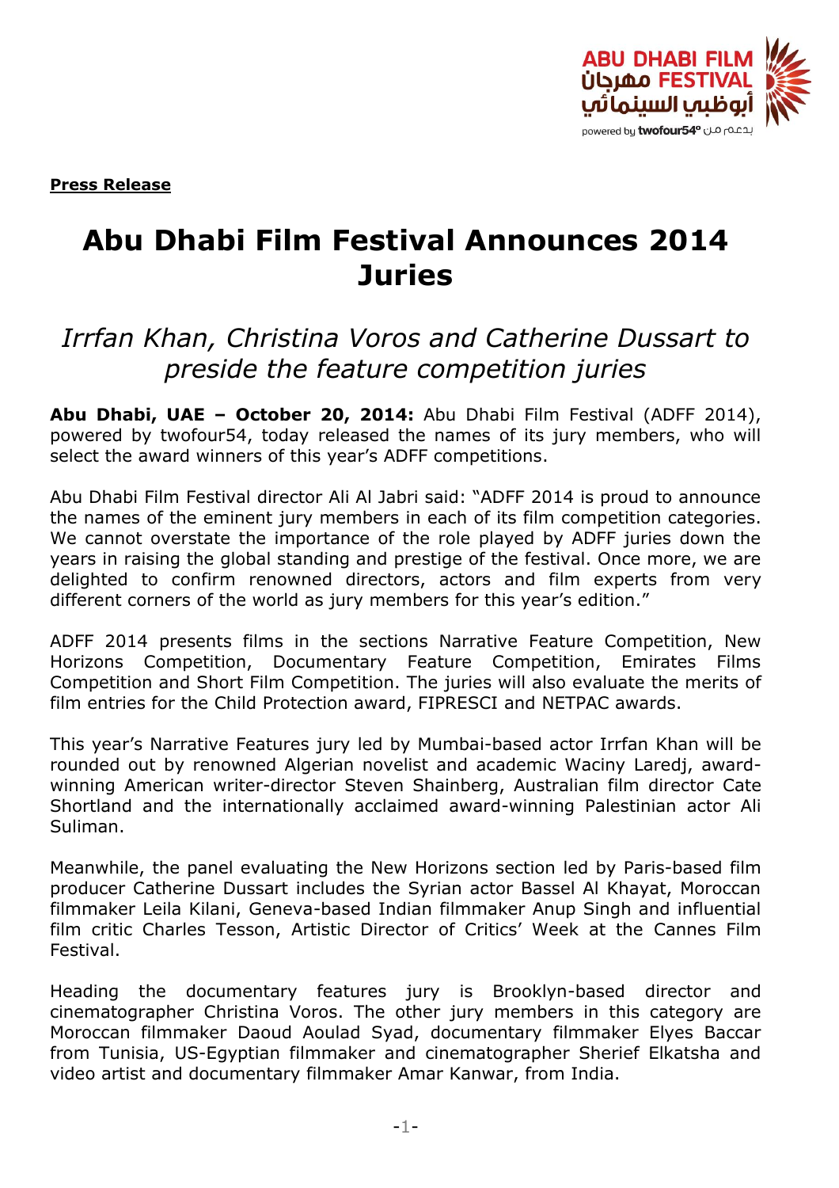**Press Release**

# Abu Dhabi Film Festival Announces 2014 Juries

## *Irrfan Khan, Christina Voros and Catherine Dussart to preside the feature competition juries*

**Abu Dhabi, UAE – October 20, 2014:** Abu Dhabi Film Festival (ADFF 2014), powered by twofour54, today released the names of its jury members, who will select the award winners of this year's ADFF competitions.

Abu Dhabi Film Festival director Ali Al Jabri said: "ADFF 2014 is proud to announce the names of the eminent jury members in each of its film competition categories. We cannot overstate the importance of the role played by ADFF juries down the years in raising the global standing and prestige of the festival. Once more, we are delighted to confirm renowned directors, actors and film experts from very different corners of the world as jury members for this year's edition."

ADFF 2014 presents films in the sections Narrative Feature Competition, New Horizons Competition, Documentary Feature Competition, Emirates Films Competition and Short Film Competition. The juries will also evaluate the merits of film entries for the Child Protection award, FIPRESCI and NETPAC awards.

This year's Narrative Features jury led by Mumbai-based actor Irrfan Khan will be rounded out by renowned Algerian novelist and academic Waciny Laredj, award-winning American writer-director Steven Shainberg, Australian film director Cate Shortland and the internationally acclaimed award-winning Palestinian actor Ali Suliman.

Meanwhile, the panel evaluating the New Horizons section led by Paris-based film producer Catherine Dussart includes the Syrian actor Bassel Al Khayat, Moroccan filmmaker Leila Kilani, Geneva-based Indian filmmaker Anup Singh and influential film critic Charles Tesson, Artistic Director of Critics' Week at the Cannes Film Festival.

Heading the documentary features jury is Brooklyn-based director and cinematographer Christina Voros. The other jury members in this category are Moroccan filmmaker Daoud Aoulad Syad, documentary filmmaker Elyes Baccar from Tunisia, US-Egyptian filmmaker and cinematographer Sherief Elkatsha and video artist and documentary filmmaker Amar Kanwar, from India.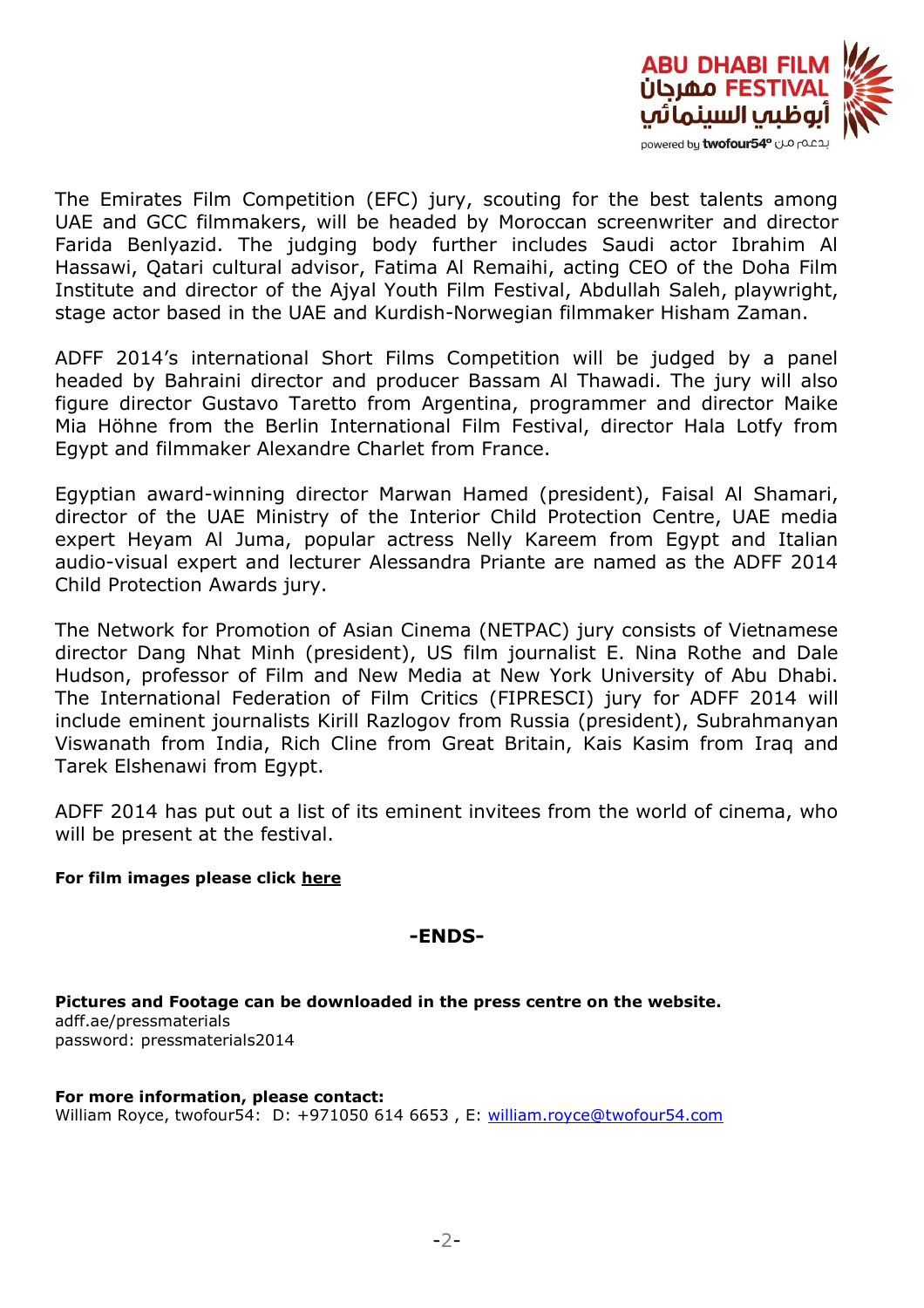The Emirates Film Competition (EFC) jury, scouting for the best talents among UAE and GCC filmmakers, will be headed by Moroccan screenwriter and director Farida Benlyazid. The judging body further includes Saudi actor Ibrahim Al Hassawi, Qatari cultural advisor, Fatima Al Remaihi, acting CEO of the Doha Film Institute and director of the Ajyal Youth Film Festival, Abdullah Saleh, playwright, stage actor based in the UAE and Kurdish-Norwegian filmmaker Hisham Zaman.

ADFF 2014's international Short Films Competition will be judged by a panel headed by Bahraini director and producer Bassam Al Thawadi. The jury will also figure director Gustavo Taretto from Argentina, programmer and director Maike Mia Höhne from the Berlin International Film Festival, director Hala Lotfy from Egypt and filmmaker Alexandre Charlet from France.

Egyptian award-winning director Marwan Hamed (president), Faisal Al Shamari, director of the UAE Ministry of the Interior Child Protection Centre, UAE media expert Heyam Al Juma, popular actress Nelly Kareem from Egypt and Italian audio-visual expert and lecturer Alessandra Priante are named as the ADFF 2014 Child Protection Awards jury.

The Network for Promotion of Asian Cinema (NETPAC) jury consists of Vietnamese director Dang Nhat Minh (president), US film journalist E. Nina Rothe and Dale Hudson, professor of Film and New Media at New York University of Abu Dhabi. The International Federation of Film Critics (FIPRESCI) jury for ADFF 2014 will include eminent journalists Kirill Razlogov from Russia (president), Subrahmanyan Viswanath from India, Rich Cline from Great Britain, Kais Kasim from Iraq and Tarek Elshenawi from Egypt.

ADFF 2014 has put out a list of its eminent invitees from the world of cinema, who will be present at the festival.

**For film images please click here**

**-ENDS-**

**Pictures and Footage can be downloaded in the press centre on the website.**
adff.ae/pressmaterials
password: pressmaterials2014

**For more information, please contact:**
William Royce, twofour54: D: +971050 614 6653 , E: william.royce@twofour54.com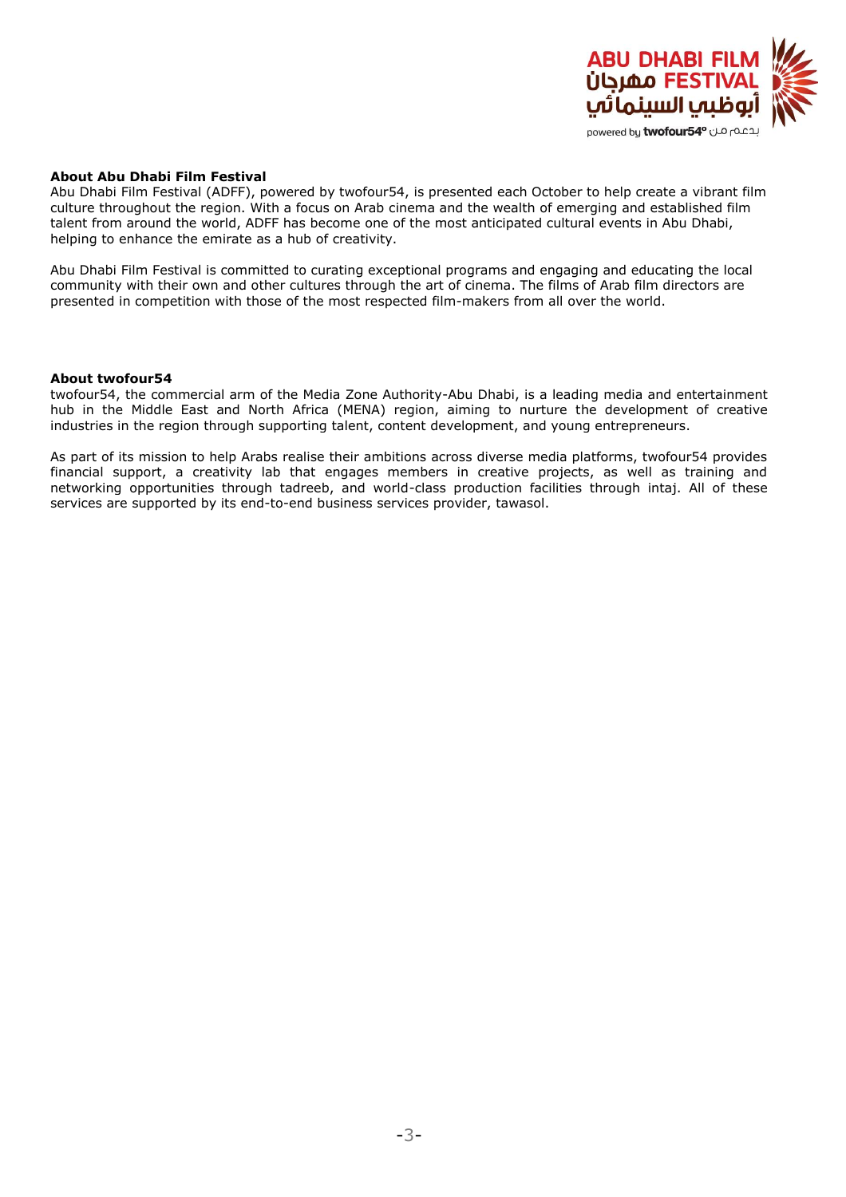**About Abu Dhabi Film Festival**

Abu Dhabi Film Festival (ADFF), powered by twofour54, is presented each October to help create a vibrant film culture throughout the region. With a focus on Arab cinema and the wealth of emerging and established film talent from around the world, ADFF has become one of the most anticipated cultural events in Abu Dhabi, helping to enhance the emirate as a hub of creativity.

Abu Dhabi Film Festival is committed to curating exceptional programs and engaging and educating the local community with their own and other cultures through the art of cinema. The films of Arab film directors are presented in competition with those of the most respected film-makers from all over the world.

**About twofour54**

twofour54, the commercial arm of the Media Zone Authority-Abu Dhabi, is a leading media and entertainment hub in the Middle East and North Africa (MENA) region, aiming to nurture the development of creative industries in the region through supporting talent, content development, and young entrepreneurs.

As part of its mission to help Arabs realise their ambitions across diverse media platforms, twofour54 provides financial support, a creativity lab that engages members in creative projects, as well as training and networking opportunities through tadreeb, and world-class production facilities through intaj. All of these services are supported by its end-to-end business services provider, tawasol.